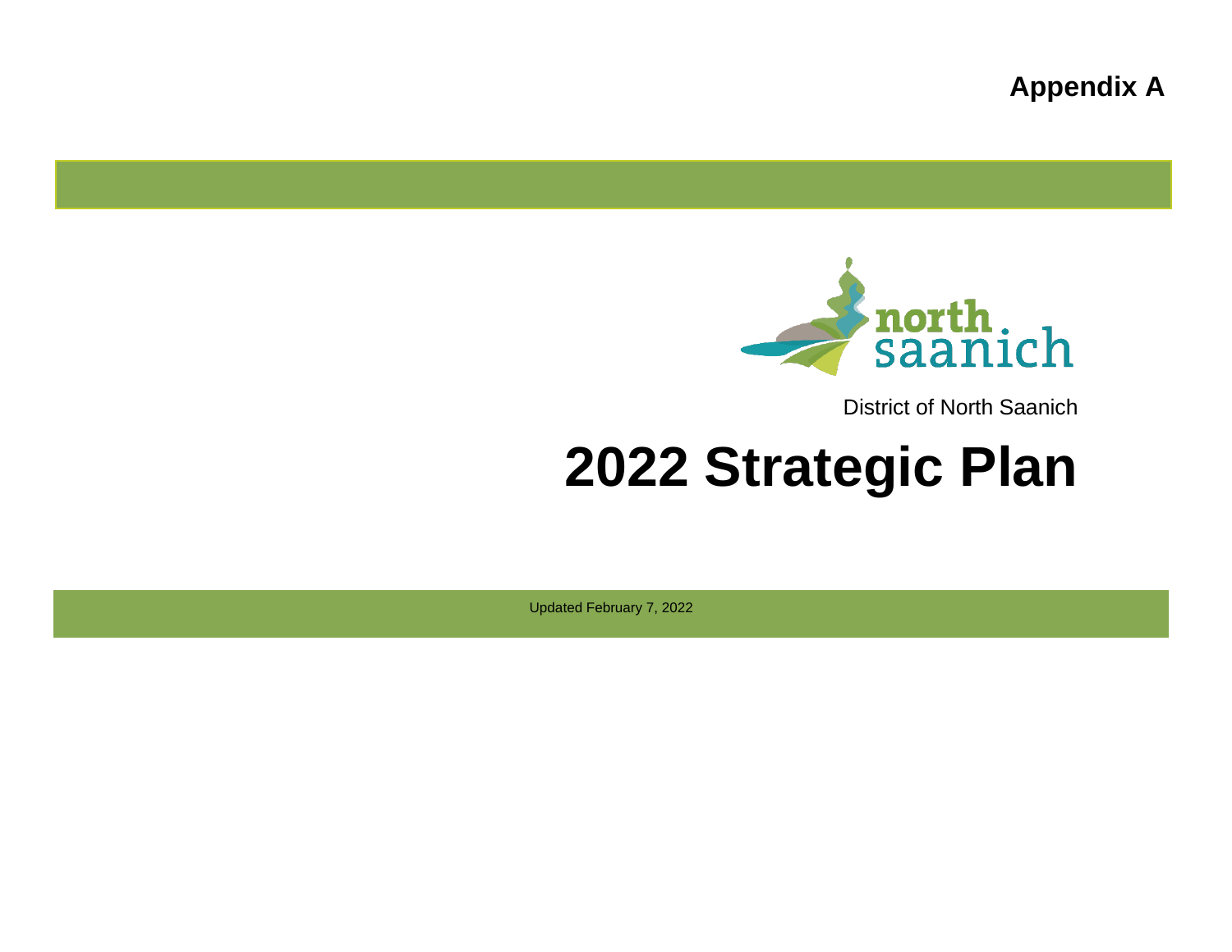**Appendix A**

District of North Saanich

# 2022 Strategic Plan

Updated February 7, 2022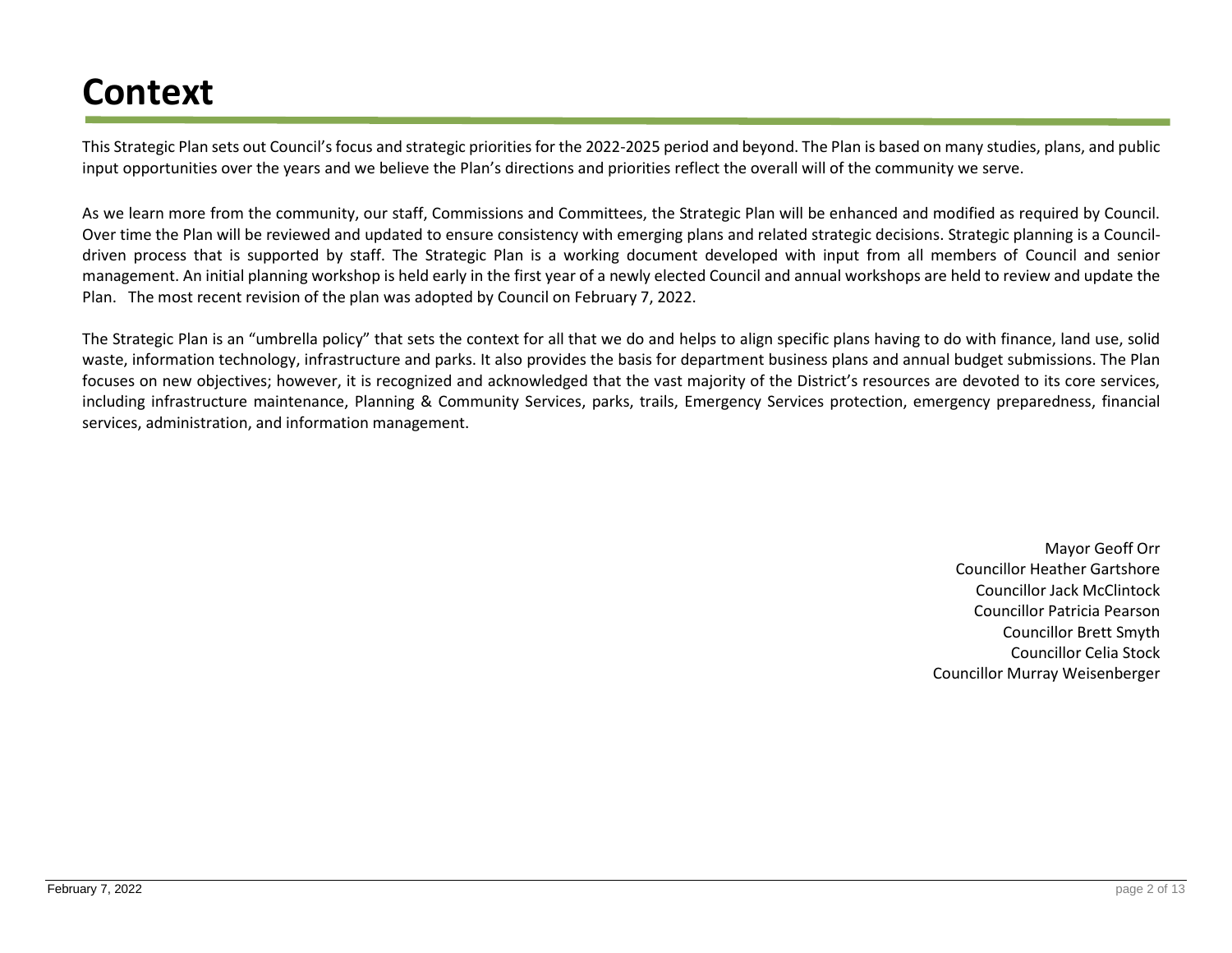# Context

This Strategic Plan sets out Council's focus and strategic priorities for the 2022-2025 period and beyond. The Plan is based on many studies, plans, and public input opportunities over the years and we believe the Plan's directions and priorities reflect the overall will of the community we serve.

As we learn more from the community, our staff, Commissions and Committees, the Strategic Plan will be enhanced and modified as required by Council. Over time the Plan will be reviewed and updated to ensure consistency with emerging plans and related strategic decisions. Strategic planning is a Council-driven process that is supported by staff. The Strategic Plan is a working document developed with input from all members of Council and senior management. An initial planning workshop is held early in the first year of a newly elected Council and annual workshops are held to review and update the Plan. The most recent revision of the plan was adopted by Council on February 7, 2022.

The Strategic Plan is an "umbrella policy" that sets the context for all that we do and helps to align specific plans having to do with finance, land use, solid waste, information technology, infrastructure and parks. It also provides the basis for department business plans and annual budget submissions. The Plan focuses on new objectives; however, it is recognized and acknowledged that the vast majority of the District's resources are devoted to its core services, including infrastructure maintenance, Planning & Community Services, parks, trails, Emergency Services protection, emergency preparedness, financial services, administration, and information management.

Mayor Geoff Orr
Councillor Heather Gartshore
Councillor Jack McClintock
Councillor Patricia Pearson
Councillor Brett Smyth
Councillor Celia Stock
Councillor Murray Weisenberger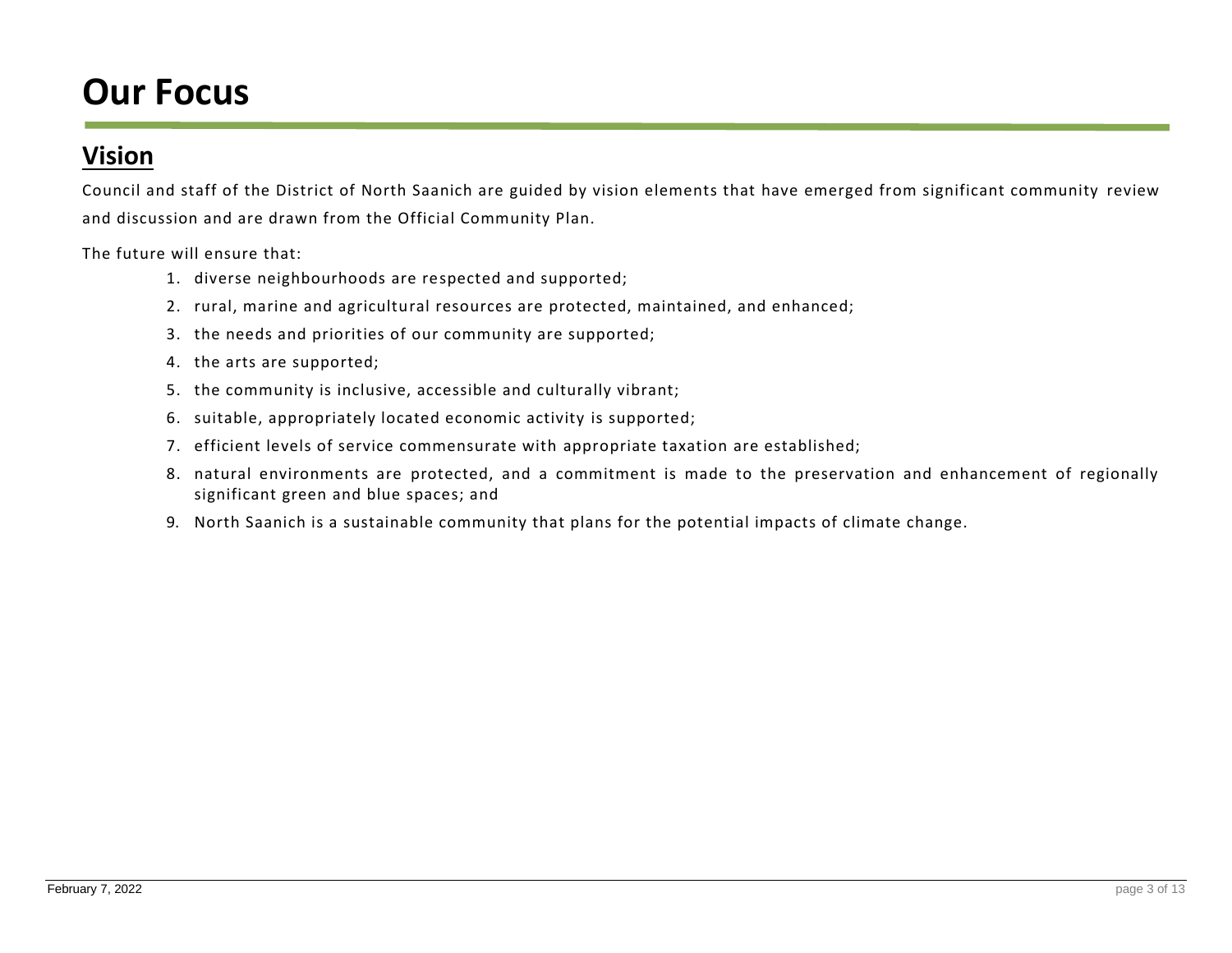# Our Focus

## Vision

Council and staff of the District of North Saanich are guided by vision elements that have emerged from significant community review and discussion and are drawn from the Official Community Plan.

The future will ensure that:

1. diverse neighbourhoods are respected and supported;
2. rural, marine and agricultural resources are protected, maintained, and enhanced;
3. the needs and priorities of our community are supported;
4. the arts are supported;
5. the community is inclusive, accessible and culturally vibrant;
6. suitable, appropriately located economic activity is supported;
7. efficient levels of service commensurate with appropriate taxation are established;
8. natural environments are protected, and a commitment is made to the preservation and enhancement of regionally significant green and blue spaces; and
9. North Saanich is a sustainable community that plans for the potential impacts of climate change.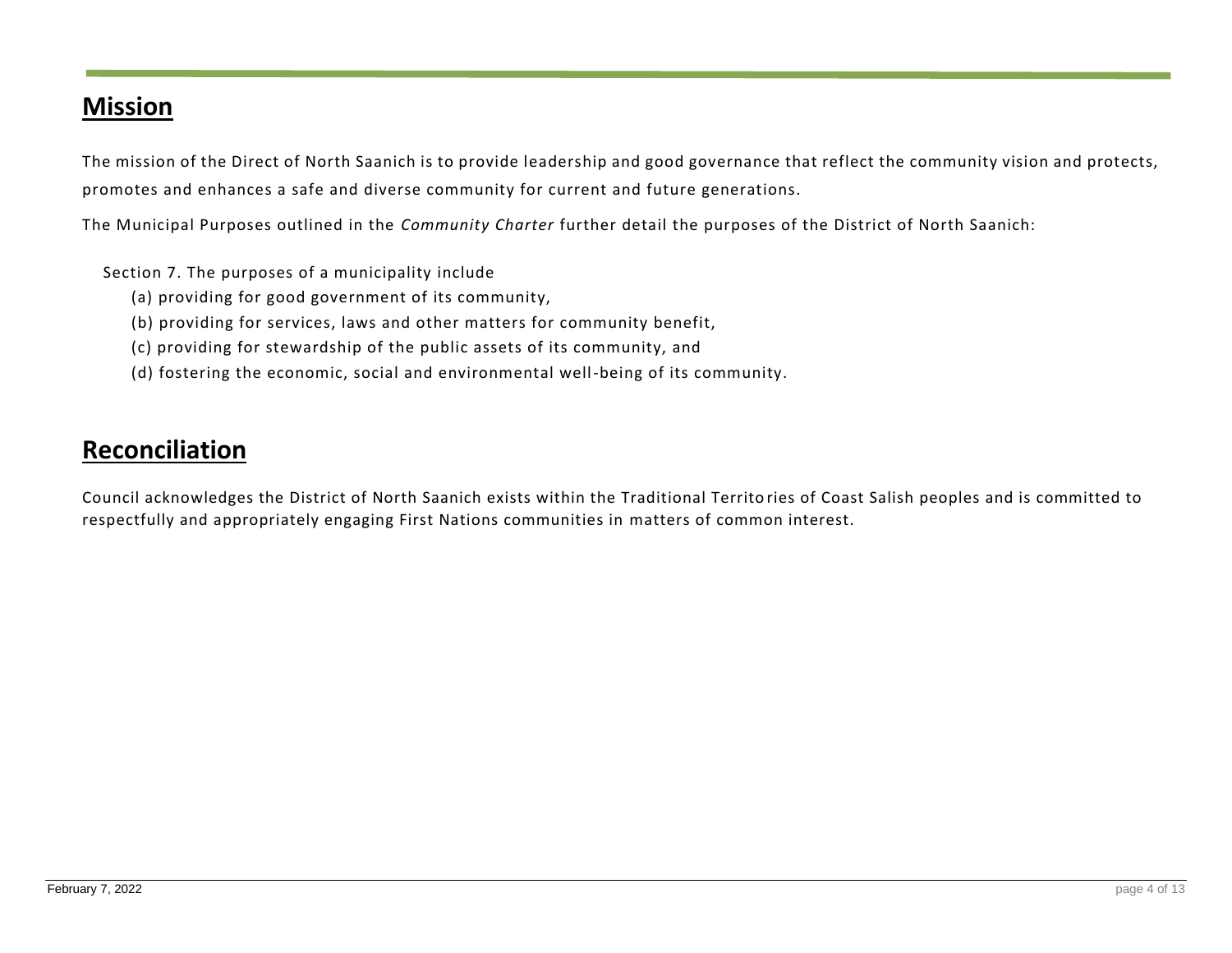## Mission

The mission of the Direct of North Saanich is to provide leadership and good governance that reflect the community vision and protects, promotes and enhances a safe and diverse community for current and future generations.

The Municipal Purposes outlined in the *Community Charter* further detail the purposes of the District of North Saanich:

Section 7. The purposes of a municipality include

(a) providing for good government of its community,

(b) providing for services, laws and other matters for community benefit,

(c) providing for stewardship of the public assets of its community, and

(d) fostering the economic, social and environmental well-being of its community.

## Reconciliation

Council acknowledges the District of North Saanich exists within the Traditional Territories of Coast Salish peoples and is committed to respectfully and appropriately engaging First Nations communities in matters of common interest.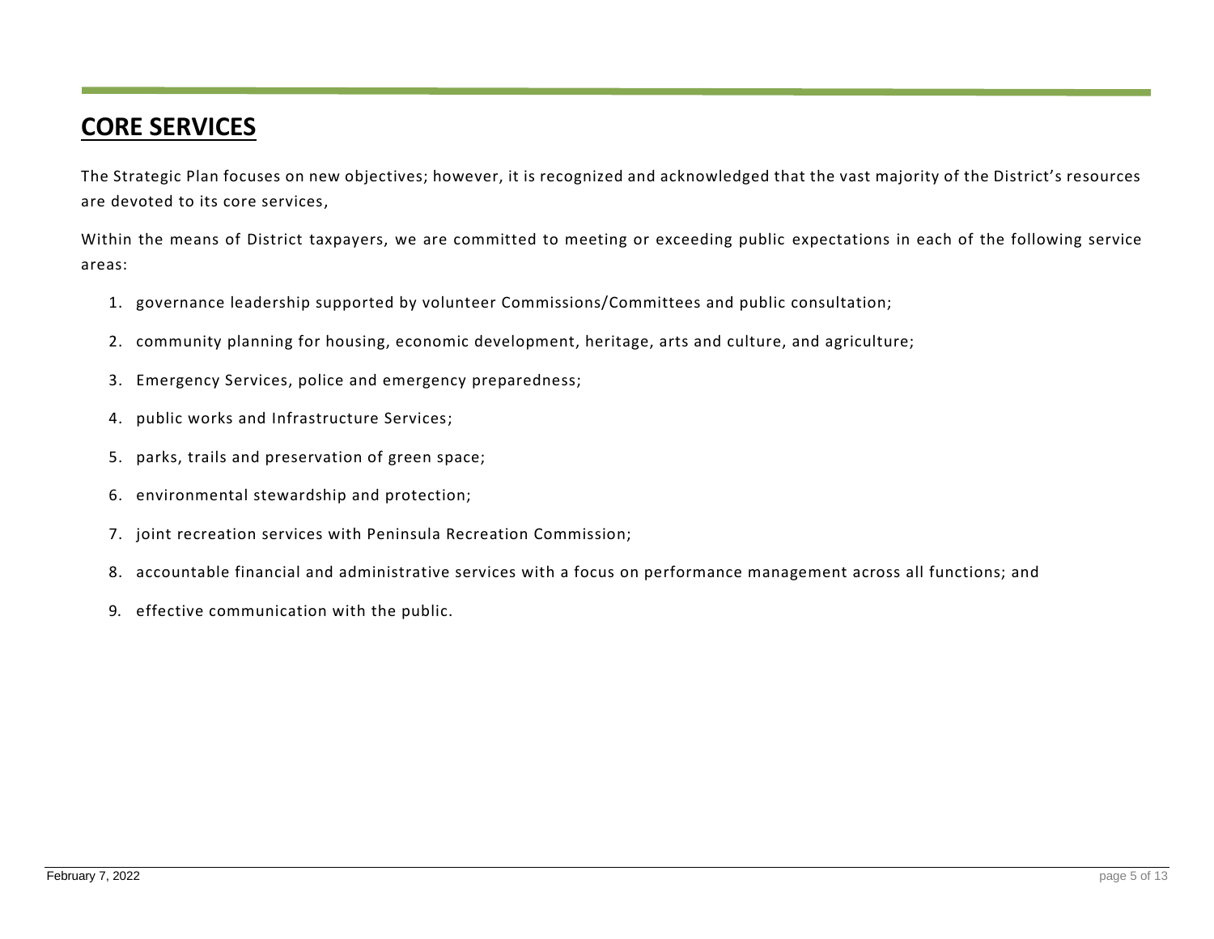# CORE SERVICES

The Strategic Plan focuses on new objectives; however, it is recognized and acknowledged that the vast majority of the District's resources are devoted to its core services,

Within the means of District taxpayers, we are committed to meeting or exceeding public expectations in each of the following service areas:

1. governance leadership supported by volunteer Commissions/Committees and public consultation;
2. community planning for housing, economic development, heritage, arts and culture, and agriculture;
3. Emergency Services, police and emergency preparedness;
4. public works and Infrastructure Services;
5. parks, trails and preservation of green space;
6. environmental stewardship and protection;
7. joint recreation services with Peninsula Recreation Commission;
8. accountable financial and administrative services with a focus on performance management across all functions; and
9. effective communication with the public.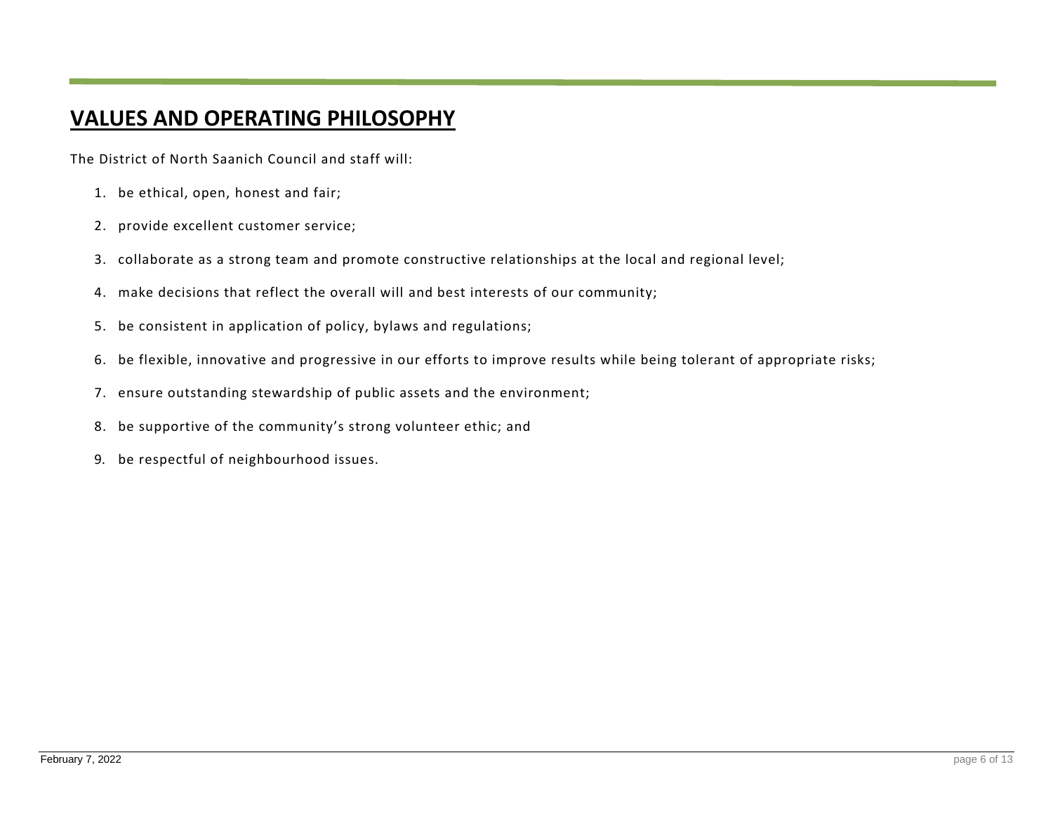# VALUES AND OPERATING PHILOSOPHY

The District of North Saanich Council and staff will:

1. be ethical, open, honest and fair;
2. provide excellent customer service;
3. collaborate as a strong team and promote constructive relationships at the local and regional level;
4. make decisions that reflect the overall will and best interests of our community;
5. be consistent in application of policy, bylaws and regulations;
6. be flexible, innovative and progressive in our efforts to improve results while being tolerant of appropriate risks;
7. ensure outstanding stewardship of public assets and the environment;
8. be supportive of the community's strong volunteer ethic; and
9. be respectful of neighbourhood issues.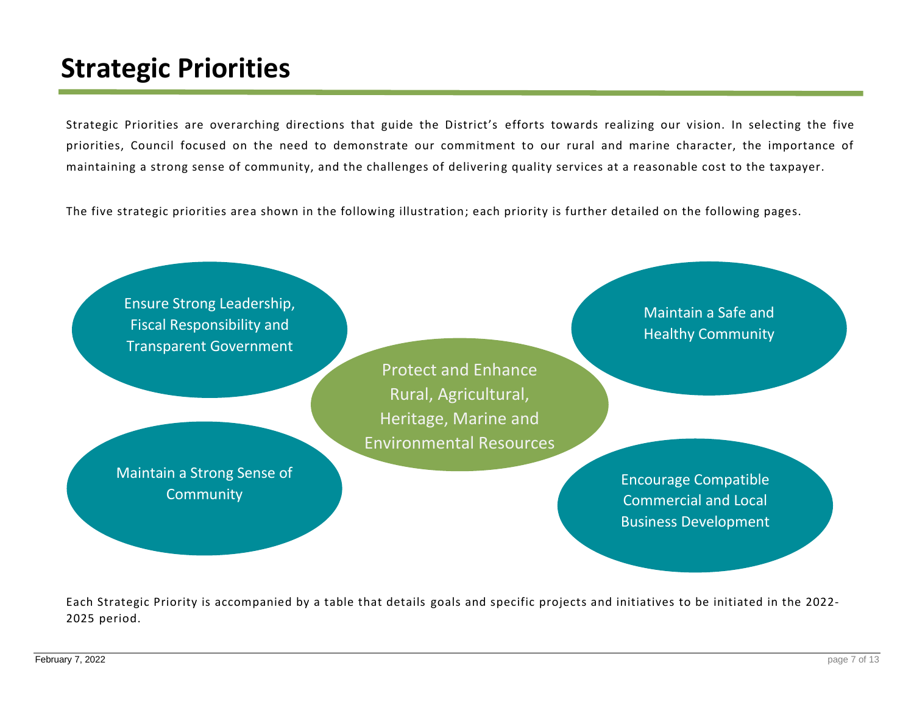# Strategic Priorities

Strategic Priorities are overarching directions that guide the District's efforts towards realizing our vision. In selecting the five priorities, Council focused on the need to demonstrate our commitment to our rural and marine character, the importance of maintaining a strong sense of community, and the challenges of delivering quality services at a reasonable cost to the taxpayer.

The five strategic priorities area shown in the following illustration; each priority is further detailed on the following pages.

- Ensure Strong Leadership, Fiscal Responsibility and Transparent Government
- Maintain a Safe and Healthy Community
- Protect and Enhance Rural, Agricultural, Heritage, Marine and Environmental Resources
- Maintain a Strong Sense of Community
- Encourage Compatible Commercial and Local Business Development

Each Strategic Priority is accompanied by a table that details goals and specific projects and initiatives to be initiated in the 2022-2025 period.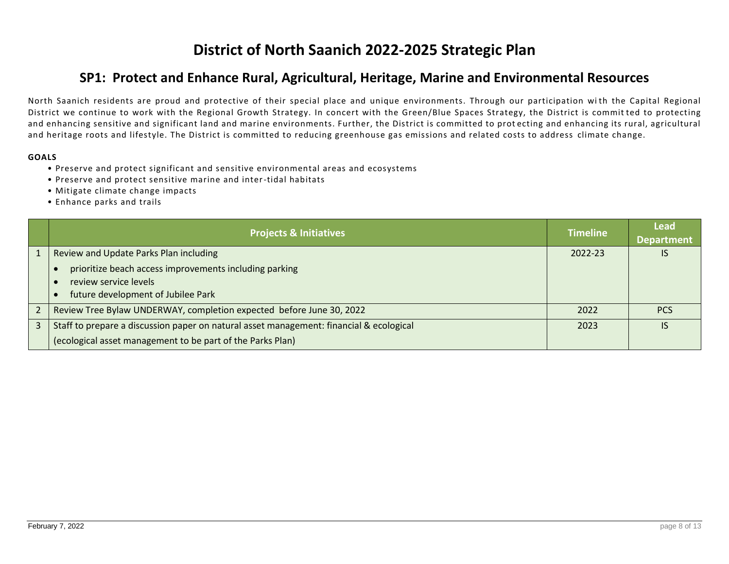# District of North Saanich 2022-2025 Strategic Plan

## SP1: Protect and Enhance Rural, Agricultural, Heritage, Marine and Environmental Resources

North Saanich residents are proud and protective of their special place and unique environments. Through our participation with the Capital Regional District we continue to work with the Regional Growth Strategy. In concert with the Green/Blue Spaces Strategy, the District is committed to protecting and enhancing sensitive and significant land and marine environments. Further, the District is committed to protecting and enhancing its rural, agricultural and heritage roots and lifestyle. The District is committed to reducing greenhouse gas emissions and related costs to address climate change.

**GOALS**

- Preserve and protect significant and sensitive environmental areas and ecosystems
- Preserve and protect sensitive marine and inter-tidal habitats
- Mitigate climate change impacts
- Enhance parks and trails

| | Projects & Initiatives | Timeline | Lead Department |
|---|---|---|---|
| 1 | Review and Update Parks Plan including<br>• prioritize beach access improvements including parking<br>• review service levels<br>• future development of Jubilee Park | 2022-23 | IS |
| 2 | Review Tree Bylaw UNDERWAY, completion expected before June 30, 2022 | 2022 | PCS |
| 3 | Staff to prepare a discussion paper on natural asset management: financial & ecological<br>(ecological asset management to be part of the Parks Plan) | 2023 | IS |

February 7, 2022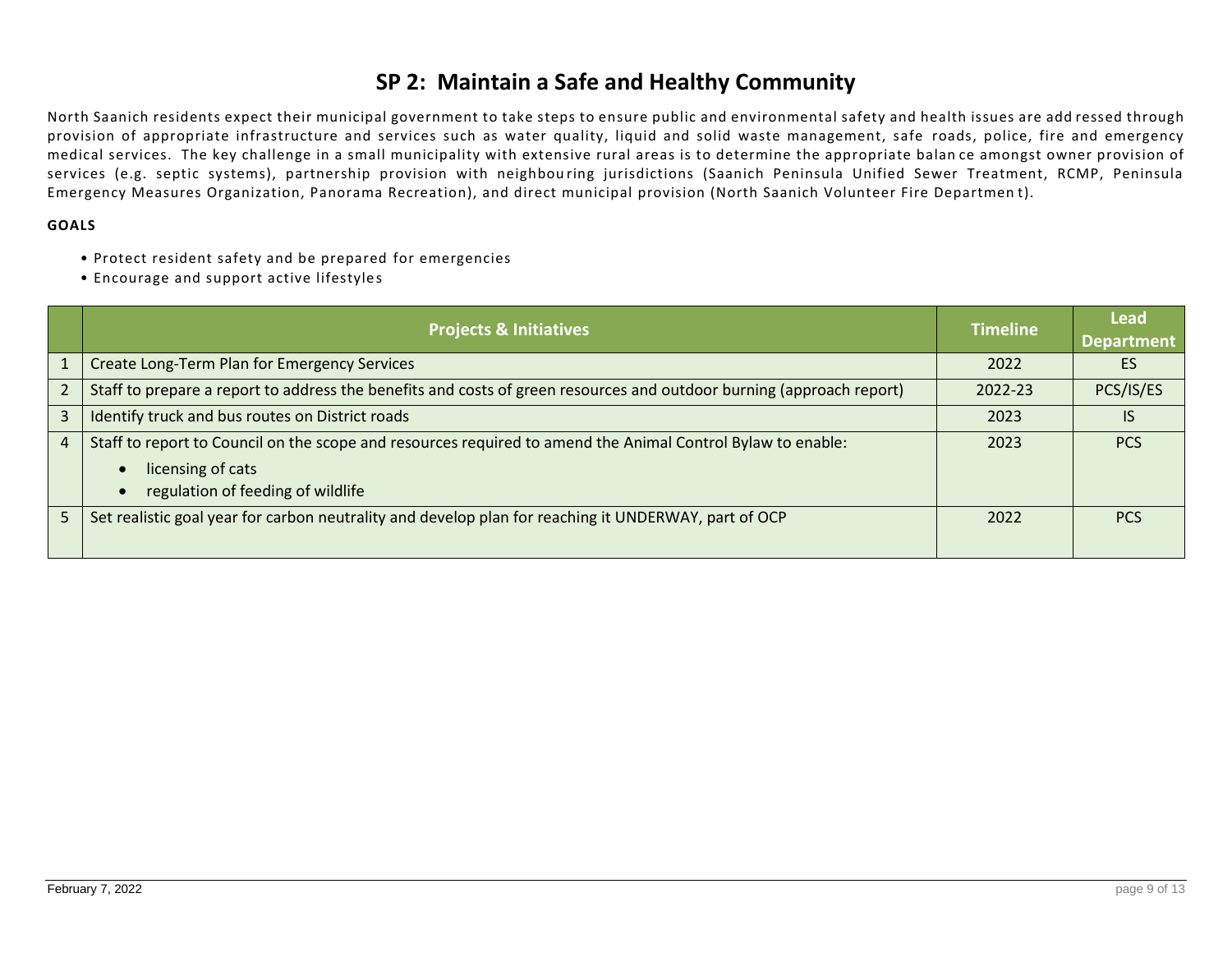# SP 2: Maintain a Safe and Healthy Community

North Saanich residents expect their municipal government to take steps to ensure public and environmental safety and health issues are addressed through provision of appropriate infrastructure and services such as water quality, liquid and solid waste management, safe roads, police, fire and emergency medical services. The key challenge in a small municipality with extensive rural areas is to determine the appropriate balance amongst owner provision of services (e.g. septic systems), partnership provision with neighbouring jurisdictions (Saanich Peninsula Unified Sewer Treatment, RCMP, Peninsula Emergency Measures Organization, Panorama Recreation), and direct municipal provision (North Saanich Volunteer Fire Department).

**GOALS**

- Protect resident safety and be prepared for emergencies
- Encourage and support active lifestyles

| | Projects & Initiatives | Timeline | Lead Department |
|---|---|---|---|
| 1 | Create Long-Term Plan for Emergency Services | 2022 | ES |
| 2 | Staff to prepare a report to address the benefits and costs of green resources and outdoor burning (approach report) | 2022-23 | PCS/IS/ES |
| 3 | Identify truck and bus routes on District roads | 2023 | IS |
| 4 | Staff to report to Council on the scope and resources required to amend the Animal Control Bylaw to enable:<br>• licensing of cats<br>• regulation of feeding of wildlife | 2023 | PCS |
| 5 | Set realistic goal year for carbon neutrality and develop plan for reaching it UNDERWAY, part of OCP | 2022 | PCS |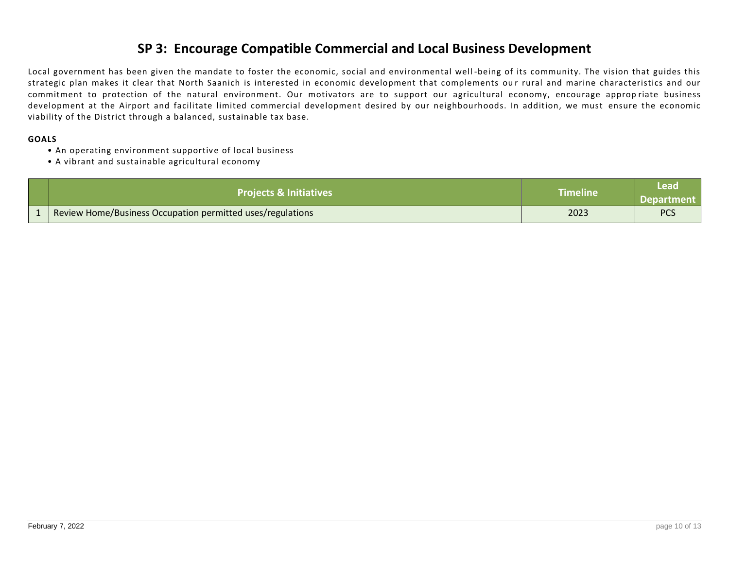# SP 3: Encourage Compatible Commercial and Local Business Development

Local government has been given the mandate to foster the economic, social and environmental well-being of its community. The vision that guides this strategic plan makes it clear that North Saanich is interested in economic development that complements our rural and marine characteristics and our commitment to protection of the natural environment. Our motivators are to support our agricultural economy, encourage appropriate business development at the Airport and facilitate limited commercial development desired by our neighbourhoods. In addition, we must ensure the economic viability of the District through a balanced, sustainable tax base.

**GOALS**

- An operating environment supportive of local business
- A vibrant and sustainable agricultural economy

| | Projects & Initiatives | Timeline | Lead Department |
|---|---|---|---|
| 1 | Review Home/Business Occupation permitted uses/regulations | 2023 | PCS |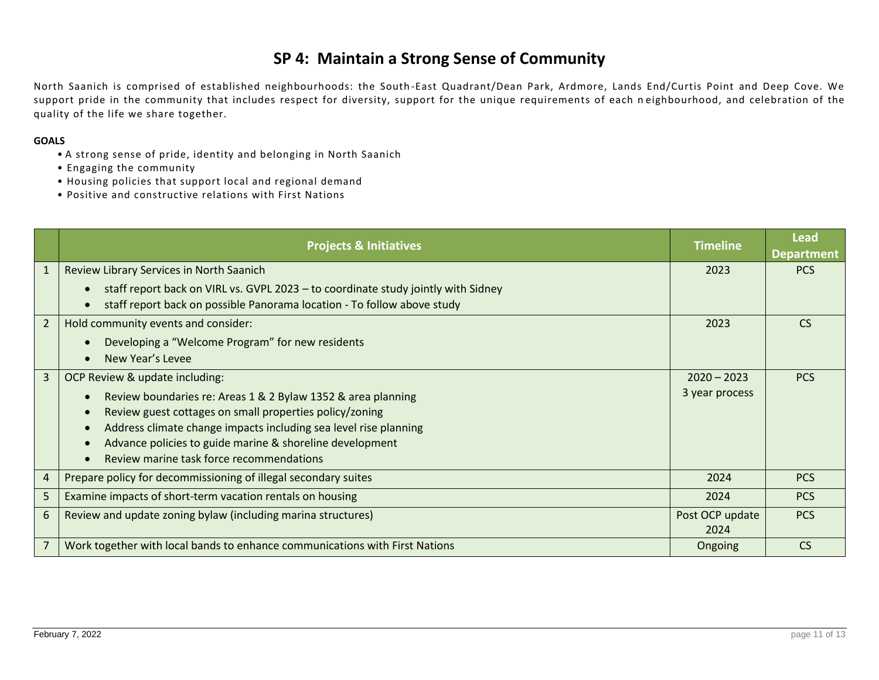# SP 4: Maintain a Strong Sense of Community

North Saanich is comprised of established neighbourhoods: the South-East Quadrant/Dean Park, Ardmore, Lands End/Curtis Point and Deep Cove. We support pride in the community that includes respect for diversity, support for the unique requirements of each neighbourhood, and celebration of the quality of the life we share together.

**GOALS**

- A strong sense of pride, identity and belonging in North Saanich
- Engaging the community
- Housing policies that support local and regional demand
- Positive and constructive relations with First Nations

| | Projects & Initiatives | Timeline | Lead Department |
|---|---|---|---|
| 1 | Review Library Services in North Saanich<br>• staff report back on VIRL vs. GVPL 2023 – to coordinate study jointly with Sidney<br>• staff report back on possible Panorama location - To follow above study | 2023 | PCS |
| 2 | Hold community events and consider:<br>• Developing a "Welcome Program" for new residents<br>• New Year's Levee | 2023 | CS |
| 3 | OCP Review & update including:<br>• Review boundaries re: Areas 1 & 2 Bylaw 1352 & area planning<br>• Review guest cottages on small properties policy/zoning<br>• Address climate change impacts including sea level rise planning<br>• Advance policies to guide marine & shoreline development<br>• Review marine task force recommendations | 2020 – 2023<br>3 year process | PCS |
| 4 | Prepare policy for decommissioning of illegal secondary suites | 2024 | PCS |
| 5 | Examine impacts of short-term vacation rentals on housing | 2024 | PCS |
| 6 | Review and update zoning bylaw (including marina structures) | Post OCP update 2024 | PCS |
| 7 | Work together with local bands to enhance communications with First Nations | Ongoing | CS |

February 7, 2022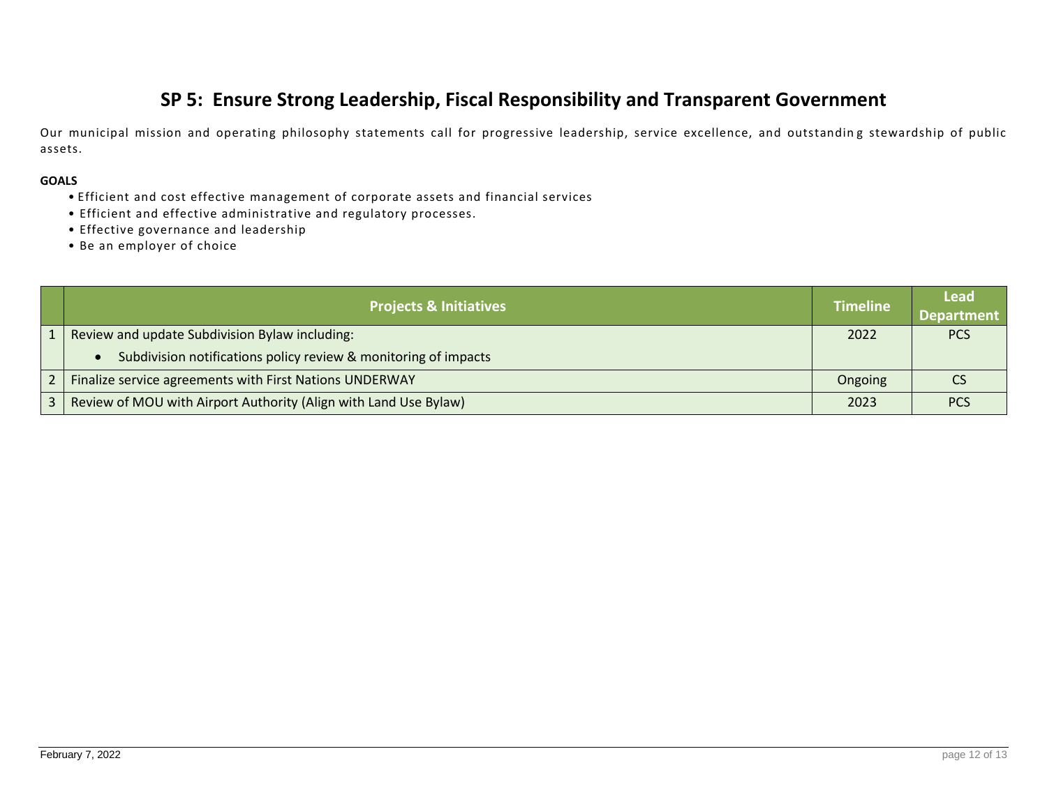# SP 5: Ensure Strong Leadership, Fiscal Responsibility and Transparent Government

Our municipal mission and operating philosophy statements call for progressive leadership, service excellence, and outstanding stewardship of public assets.

**GOALS**

- Efficient and cost effective management of corporate assets and financial services
- Efficient and effective administrative and regulatory processes.
- Effective governance and leadership
- Be an employer of choice

| | Projects & Initiatives | Timeline | Lead Department |
|---|---|---|---|
| 1 | Review and update Subdivision Bylaw including:<br>• Subdivision notifications policy review & monitoring of impacts | 2022 | PCS |
| 2 | Finalize service agreements with First Nations UNDERWAY | Ongoing | CS |
| 3 | Review of MOU with Airport Authority (Align with Land Use Bylaw) | 2023 | PCS |

February 7, 2022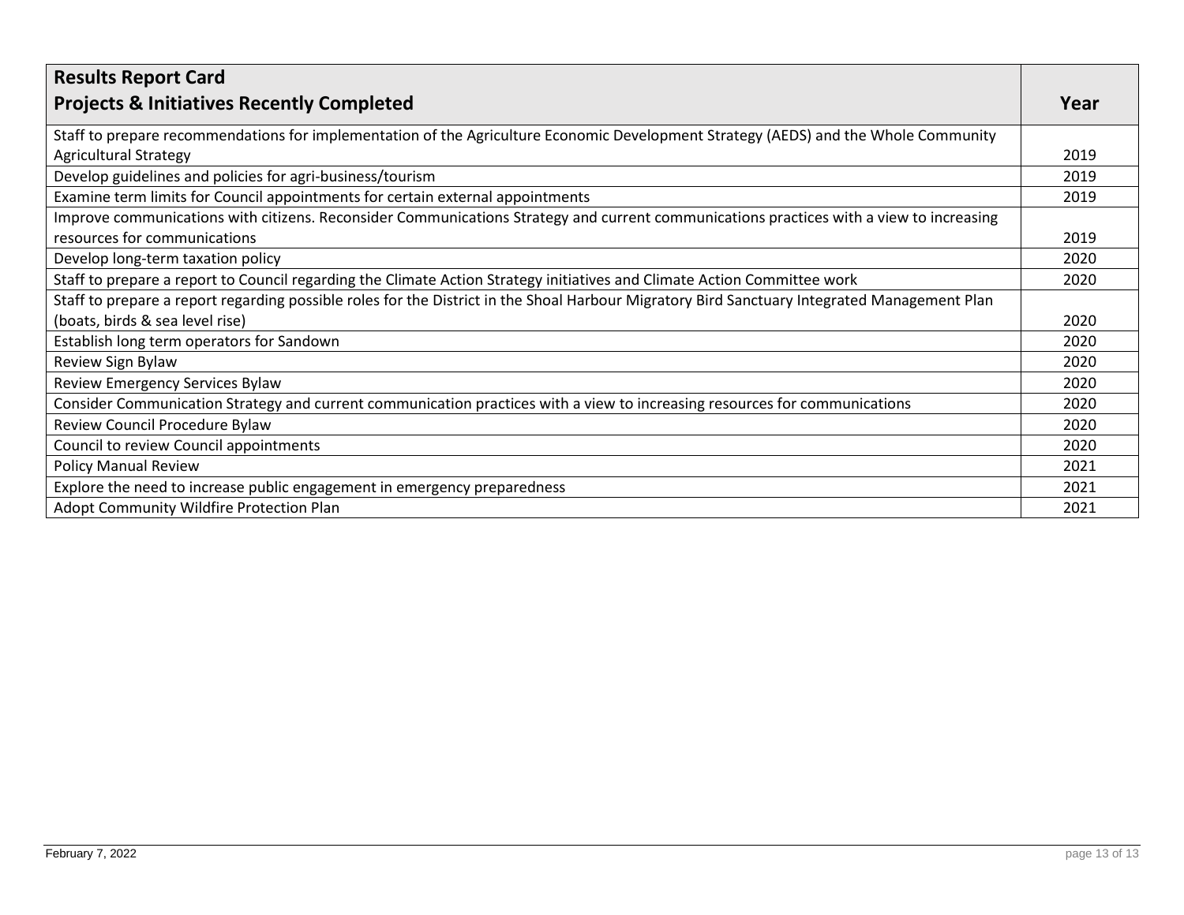| Results Report Card<br>Projects & Initiatives Recently Completed | Year |
|---|---|
| Staff to prepare recommendations for implementation of the Agriculture Economic Development Strategy (AEDS) and the Whole Community Agricultural Strategy | 2019 |
| Develop guidelines and policies for agri-business/tourism | 2019 |
| Examine term limits for Council appointments for certain external appointments | 2019 |
| Improve communications with citizens. Reconsider Communications Strategy and current communications practices with a view to increasing resources for communications | 2019 |
| Develop long-term taxation policy | 2020 |
| Staff to prepare a report to Council regarding the Climate Action Strategy initiatives and Climate Action Committee work | 2020 |
| Staff to prepare a report regarding possible roles for the District in the Shoal Harbour Migratory Bird Sanctuary Integrated Management Plan (boats, birds & sea level rise) | 2020 |
| Establish long term operators for Sandown | 2020 |
| Review Sign Bylaw | 2020 |
| Review Emergency Services Bylaw | 2020 |
| Consider Communication Strategy and current communication practices with a view to increasing resources for communications | 2020 |
| Review Council Procedure Bylaw | 2020 |
| Council to review Council appointments | 2020 |
| Policy Manual Review | 2021 |
| Explore the need to increase public engagement in emergency preparedness | 2021 |
| Adopt Community Wildfire Protection Plan | 2021 |

February 7, 2022